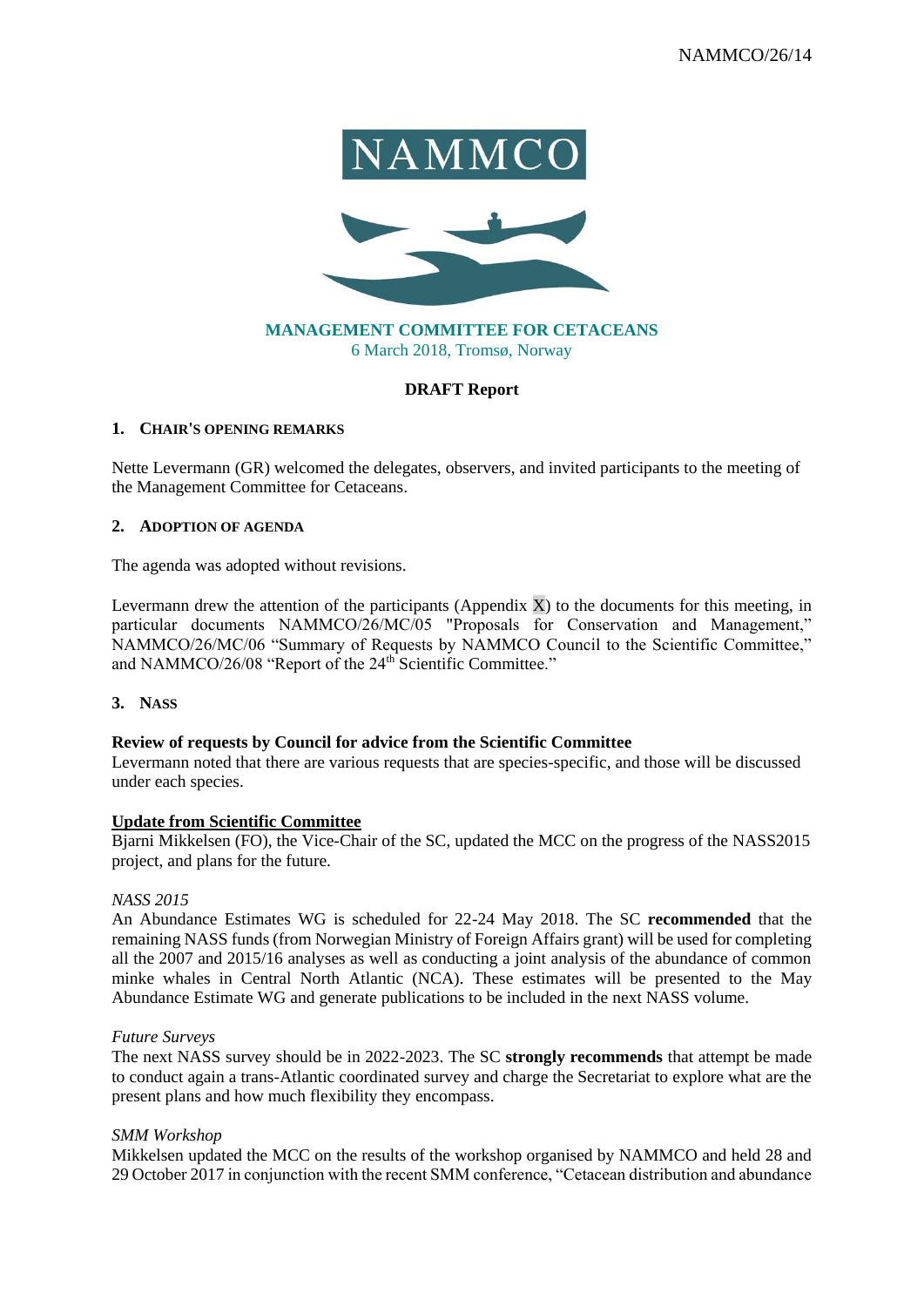NAMMCO/26/14

**MANAGEMENT COMMITTEE FOR CETACEANS**
6 March 2018, Tromsø, Norway

**DRAFT Report**

## 1. CHAIR'S OPENING REMARKS

Nette Levermann (GR) welcomed the delegates, observers, and invited participants to the meeting of the Management Committee for Cetaceans.

## 2. ADOPTION OF AGENDA

The agenda was adopted without revisions.

Levermann drew the attention of the participants (Appendix X) to the documents for this meeting, in particular documents NAMMCO/26/MC/05 "Proposals for Conservation and Management," NAMMCO/26/MC/06 "Summary of Requests by NAMMCO Council to the Scientific Committee," and NAMMCO/26/08 "Report of the 24th Scientific Committee."

## 3. NASS

**Review of requests by Council for advice from the Scientific Committee**
Levermann noted that there are various requests that are species-specific, and those will be discussed under each species.

**Update from Scientific Committee**
Bjarni Mikkelsen (FO), the Vice-Chair of the SC, updated the MCC on the progress of the NASS2015 project, and plans for the future.

*NASS 2015*
An Abundance Estimates WG is scheduled for 22-24 May 2018. The SC **recommended** that the remaining NASS funds (from Norwegian Ministry of Foreign Affairs grant) will be used for completing all the 2007 and 2015/16 analyses as well as conducting a joint analysis of the abundance of common minke whales in Central North Atlantic (NCA). These estimates will be presented to the May Abundance Estimate WG and generate publications to be included in the next NASS volume.

*Future Surveys*
The next NASS survey should be in 2022-2023. The SC **strongly recommends** that attempt be made to conduct again a trans-Atlantic coordinated survey and charge the Secretariat to explore what are the present plans and how much flexibility they encompass.

*SMM Workshop*
Mikkelsen updated the MCC on the results of the workshop organised by NAMMCO and held 28 and 29 October 2017 in conjunction with the recent SMM conference, "Cetacean distribution and abundance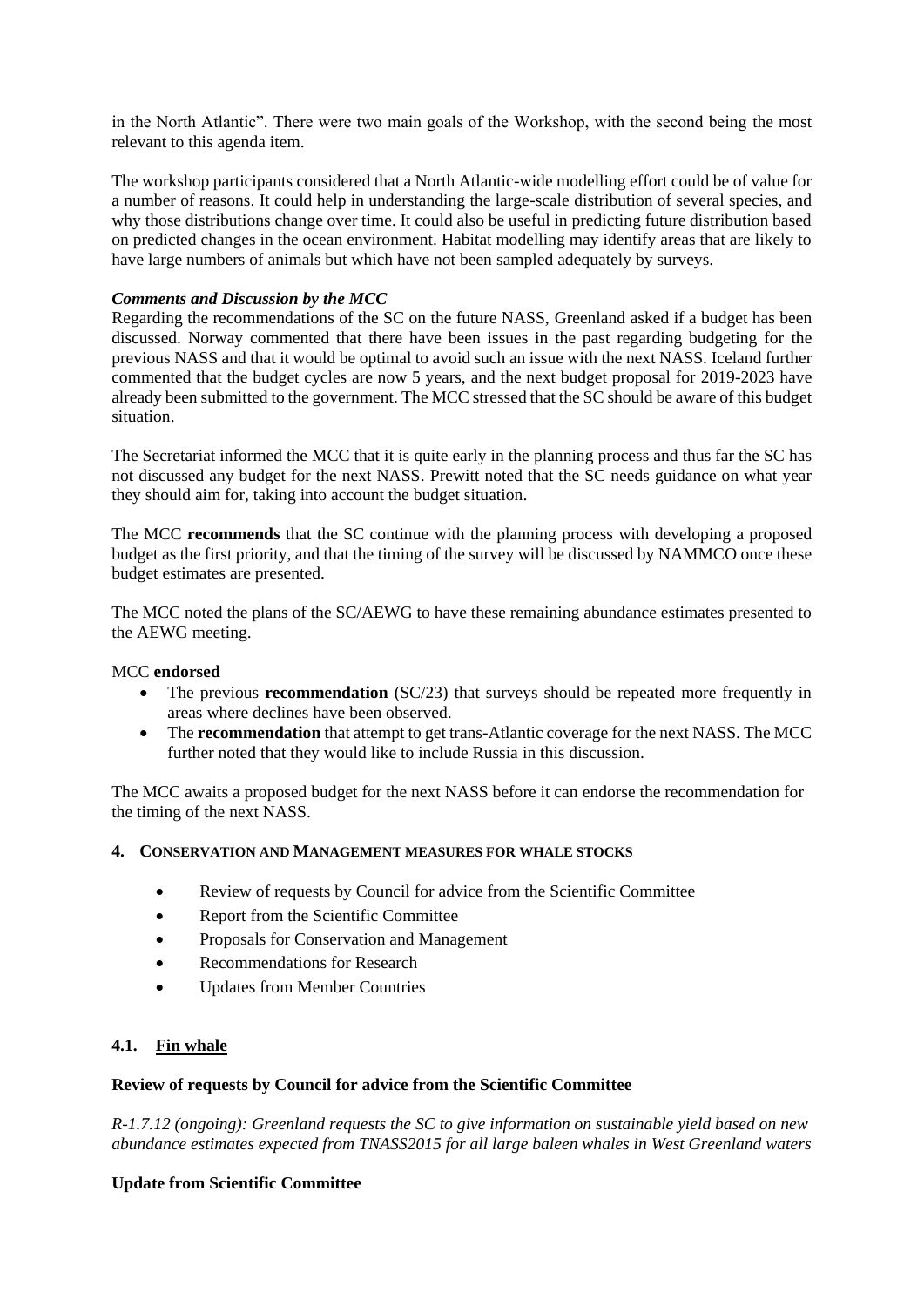in the North Atlantic". There were two main goals of the Workshop, with the second being the most relevant to this agenda item.

The workshop participants considered that a North Atlantic-wide modelling effort could be of value for a number of reasons. It could help in understanding the large-scale distribution of several species, and why those distributions change over time. It could also be useful in predicting future distribution based on predicted changes in the ocean environment. Habitat modelling may identify areas that are likely to have large numbers of animals but which have not been sampled adequately by surveys.

***Comments and Discussion by the MCC***

Regarding the recommendations of the SC on the future NASS, Greenland asked if a budget has been discussed. Norway commented that there have been issues in the past regarding budgeting for the previous NASS and that it would be optimal to avoid such an issue with the next NASS. Iceland further commented that the budget cycles are now 5 years, and the next budget proposal for 2019-2023 have already been submitted to the government. The MCC stressed that the SC should be aware of this budget situation.

The Secretariat informed the MCC that it is quite early in the planning process and thus far the SC has not discussed any budget for the next NASS. Prewitt noted that the SC needs guidance on what year they should aim for, taking into account the budget situation.

The MCC **recommends** that the SC continue with the planning process with developing a proposed budget as the first priority, and that the timing of the survey will be discussed by NAMMCO once these budget estimates are presented.

The MCC noted the plans of the SC/AEWG to have these remaining abundance estimates presented to the AEWG meeting.

MCC **endorsed**

- The previous **recommendation** (SC/23) that surveys should be repeated more frequently in areas where declines have been observed.
- The **recommendation** that attempt to get trans-Atlantic coverage for the next NASS. The MCC further noted that they would like to include Russia in this discussion.

The MCC awaits a proposed budget for the next NASS before it can endorse the recommendation for the timing of the next NASS.

## 4. CONSERVATION AND MANAGEMENT MEASURES FOR WHALE STOCKS

- Review of requests by Council for advice from the Scientific Committee
- Report from the Scientific Committee
- Proposals for Conservation and Management
- Recommendations for Research
- Updates from Member Countries

### 4.1. Fin whale

**Review of requests by Council for advice from the Scientific Committee**

*R-1.7.12 (ongoing): Greenland requests the SC to give information on sustainable yield based on new abundance estimates expected from TNASS2015 for all large baleen whales in West Greenland waters*

**Update from Scientific Committee**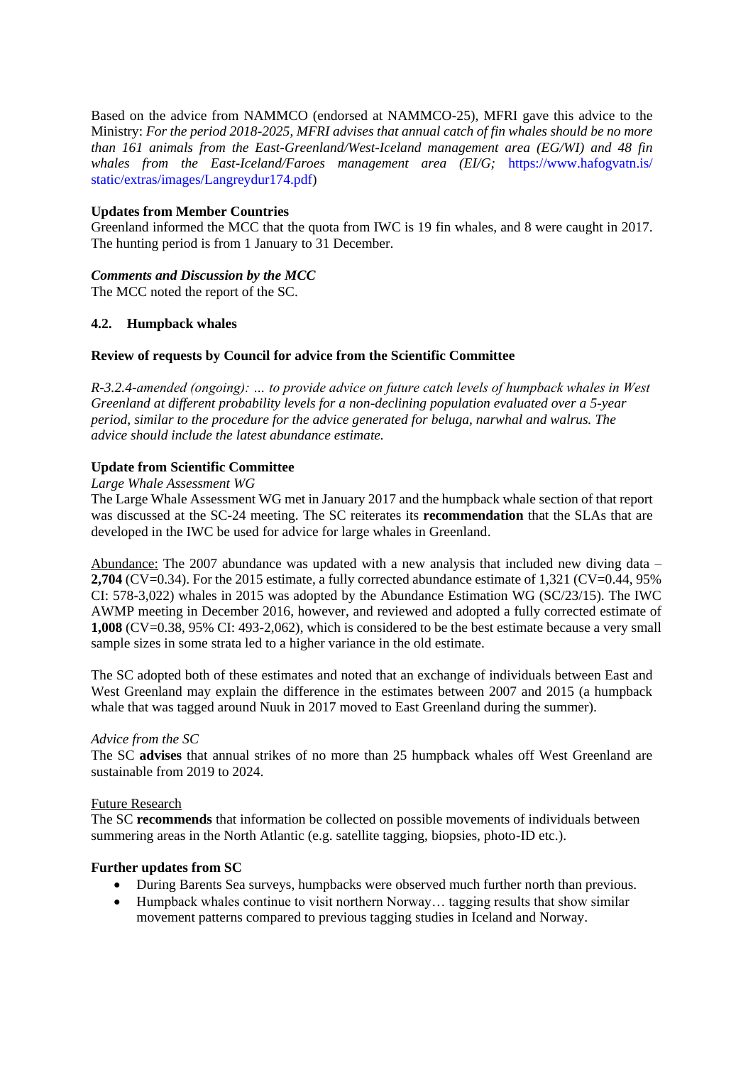Based on the advice from NAMMCO (endorsed at NAMMCO-25), MFRI gave this advice to the Ministry: *For the period 2018-2025, MFRI advises that annual catch of fin whales should be no more than 161 animals from the East-Greenland/West-Iceland management area (EG/WI) and 48 fin whales from the East-Iceland/Faroes management area (EI/G;* https://www.hafogvatn.is/static/extras/images/Langreydur174.pdf)

**Updates from Member Countries**
Greenland informed the MCC that the quota from IWC is 19 fin whales, and 8 were caught in 2017. The hunting period is from 1 January to 31 December.

***Comments and Discussion by the MCC***
The MCC noted the report of the SC.

### 4.2. Humpback whales

**Review of requests by Council for advice from the Scientific Committee**

*R-3.2.4-amended (ongoing): ... to provide advice on future catch levels of humpback whales in West Greenland at different probability levels for a non-declining population evaluated over a 5-year period, similar to the procedure for the advice generated for beluga, narwhal and walrus. The advice should include the latest abundance estimate.*

**Update from Scientific Committee**
*Large Whale Assessment WG*
The Large Whale Assessment WG met in January 2017 and the humpback whale section of that report was discussed at the SC-24 meeting. The SC reiterates its **recommendation** that the SLAs that are developed in the IWC be used for advice for large whales in Greenland.

Abundance: The 2007 abundance was updated with a new analysis that included new diving data – **2,704** (CV=0.34). For the 2015 estimate, a fully corrected abundance estimate of 1,321 (CV=0.44, 95% CI: 578-3,022) whales in 2015 was adopted by the Abundance Estimation WG (SC/23/15). The IWC AWMP meeting in December 2016, however, and reviewed and adopted a fully corrected estimate of **1,008** (CV=0.38, 95% CI: 493-2,062), which is considered to be the best estimate because a very small sample sizes in some strata led to a higher variance in the old estimate.

The SC adopted both of these estimates and noted that an exchange of individuals between East and West Greenland may explain the difference in the estimates between 2007 and 2015 (a humpback whale that was tagged around Nuuk in 2017 moved to East Greenland during the summer).

*Advice from the SC*
The SC **advises** that annual strikes of no more than 25 humpback whales off West Greenland are sustainable from 2019 to 2024.

Future Research
The SC **recommends** that information be collected on possible movements of individuals between summering areas in the North Atlantic (e.g. satellite tagging, biopsies, photo-ID etc.).

**Further updates from SC**

- During Barents Sea surveys, humpbacks were observed much further north than previous.
- Humpback whales continue to visit northern Norway… tagging results that show similar movement patterns compared to previous tagging studies in Iceland and Norway.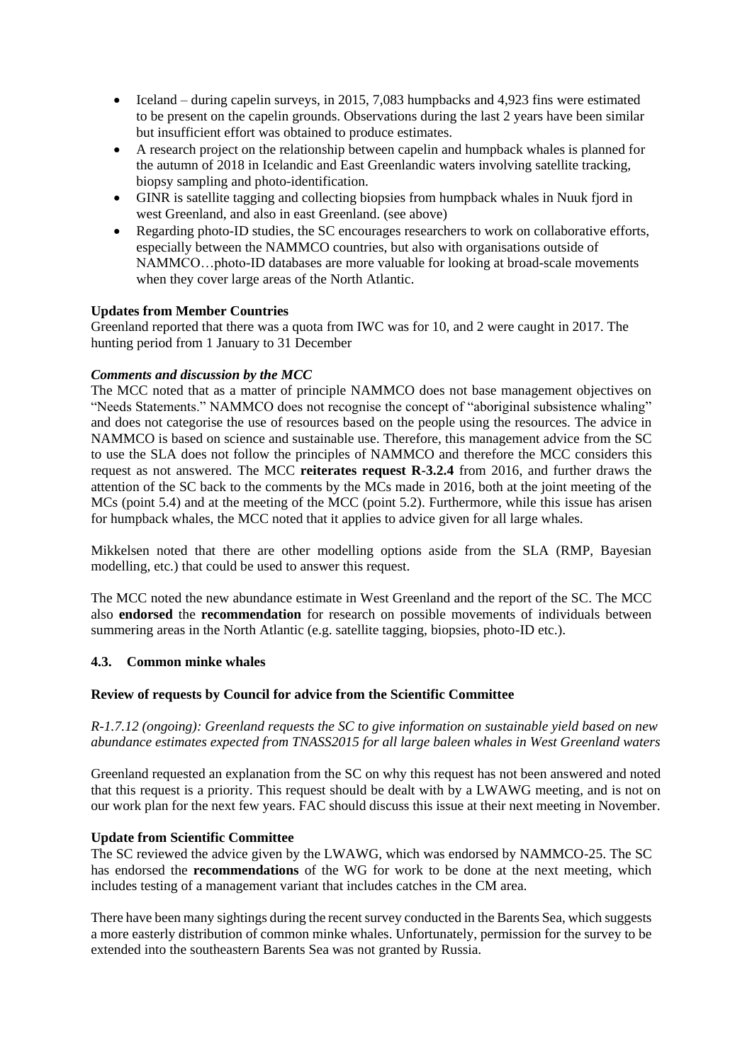- Iceland – during capelin surveys, in 2015, 7,083 humpbacks and 4,923 fins were estimated to be present on the capelin grounds. Observations during the last 2 years have been similar but insufficient effort was obtained to produce estimates.
- A research project on the relationship between capelin and humpback whales is planned for the autumn of 2018 in Icelandic and East Greenlandic waters involving satellite tracking, biopsy sampling and photo-identification.
- GINR is satellite tagging and collecting biopsies from humpback whales in Nuuk fjord in west Greenland, and also in east Greenland. (see above)
- Regarding photo-ID studies, the SC encourages researchers to work on collaborative efforts, especially between the NAMMCO countries, but also with organisations outside of NAMMCO…photo-ID databases are more valuable for looking at broad-scale movements when they cover large areas of the North Atlantic.

**Updates from Member Countries**

Greenland reported that there was a quota from IWC was for 10, and 2 were caught in 2017. The hunting period from 1 January to 31 December

***Comments and discussion by the MCC***

The MCC noted that as a matter of principle NAMMCO does not base management objectives on "Needs Statements." NAMMCO does not recognise the concept of "aboriginal subsistence whaling" and does not categorise the use of resources based on the people using the resources. The advice in NAMMCO is based on science and sustainable use. Therefore, this management advice from the SC to use the SLA does not follow the principles of NAMMCO and therefore the MCC considers this request as not answered. The MCC **reiterates request R-3.2.4** from 2016, and further draws the attention of the SC back to the comments by the MCs made in 2016, both at the joint meeting of the MCs (point 5.4) and at the meeting of the MCC (point 5.2). Furthermore, while this issue has arisen for humpback whales, the MCC noted that it applies to advice given for all large whales.

Mikkelsen noted that there are other modelling options aside from the SLA (RMP, Bayesian modelling, etc.) that could be used to answer this request.

The MCC noted the new abundance estimate in West Greenland and the report of the SC. The MCC also **endorsed** the **recommendation** for research on possible movements of individuals between summering areas in the North Atlantic (e.g. satellite tagging, biopsies, photo-ID etc.).

### 4.3. Common minke whales

**Review of requests by Council for advice from the Scientific Committee**

*R-1.7.12 (ongoing): Greenland requests the SC to give information on sustainable yield based on new abundance estimates expected from TNASS2015 for all large baleen whales in West Greenland waters*

Greenland requested an explanation from the SC on why this request has not been answered and noted that this request is a priority. This request should be dealt with by a LWAWG meeting, and is not on our work plan for the next few years. FAC should discuss this issue at their next meeting in November.

**Update from Scientific Committee**

The SC reviewed the advice given by the LWAWG, which was endorsed by NAMMCO-25. The SC has endorsed the **recommendations** of the WG for work to be done at the next meeting, which includes testing of a management variant that includes catches in the CM area.

There have been many sightings during the recent survey conducted in the Barents Sea, which suggests a more easterly distribution of common minke whales. Unfortunately, permission for the survey to be extended into the southeastern Barents Sea was not granted by Russia.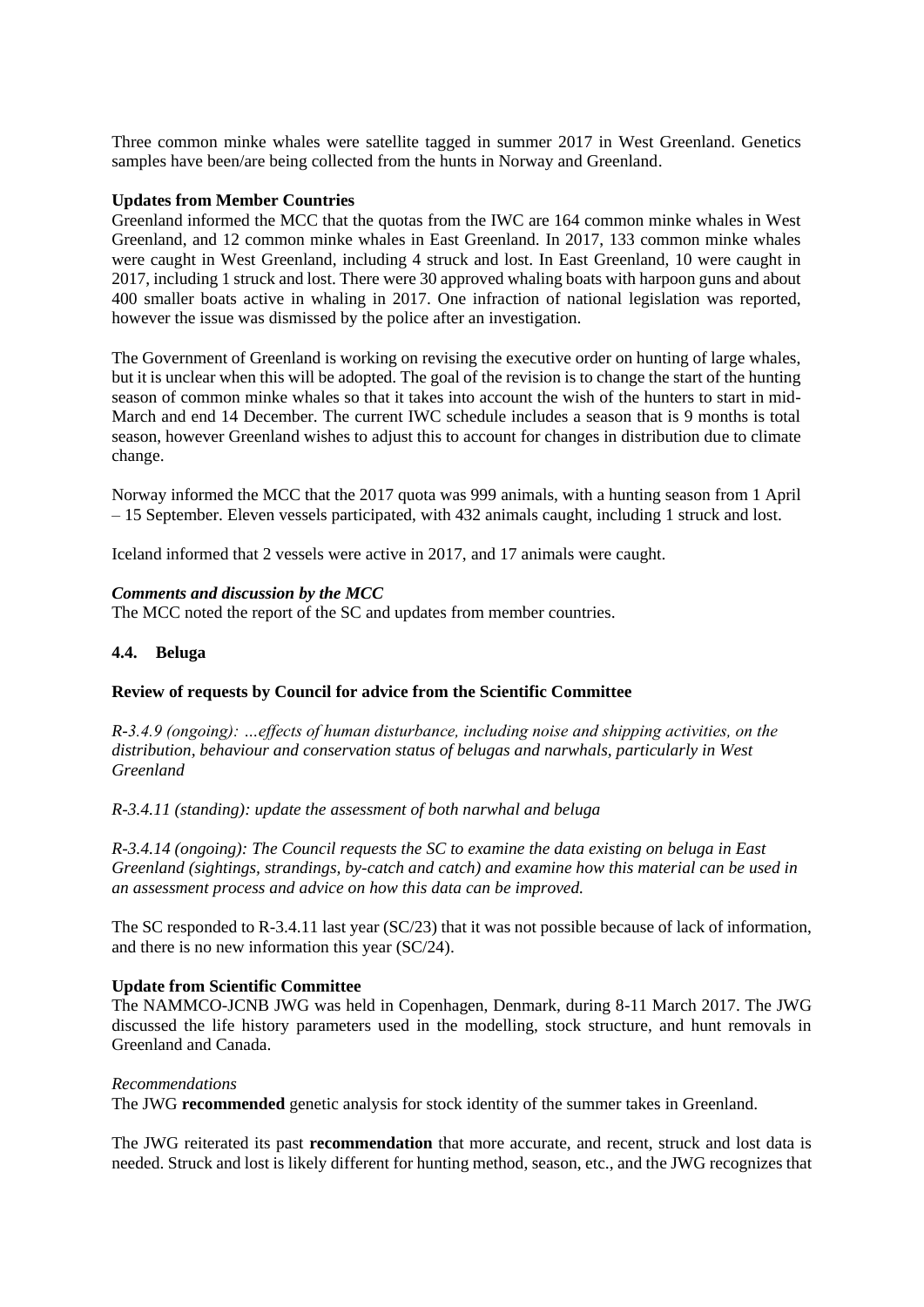Three common minke whales were satellite tagged in summer 2017 in West Greenland. Genetics samples have been/are being collected from the hunts in Norway and Greenland.

**Updates from Member Countries**

Greenland informed the MCC that the quotas from the IWC are 164 common minke whales in West Greenland, and 12 common minke whales in East Greenland. In 2017, 133 common minke whales were caught in West Greenland, including 4 struck and lost. In East Greenland, 10 were caught in 2017, including 1 struck and lost. There were 30 approved whaling boats with harpoon guns and about 400 smaller boats active in whaling in 2017. One infraction of national legislation was reported, however the issue was dismissed by the police after an investigation.

The Government of Greenland is working on revising the executive order on hunting of large whales, but it is unclear when this will be adopted. The goal of the revision is to change the start of the hunting season of common minke whales so that it takes into account the wish of the hunters to start in mid-March and end 14 December. The current IWC schedule includes a season that is 9 months is total season, however Greenland wishes to adjust this to account for changes in distribution due to climate change.

Norway informed the MCC that the 2017 quota was 999 animals, with a hunting season from 1 April – 15 September. Eleven vessels participated, with 432 animals caught, including 1 struck and lost.

Iceland informed that 2 vessels were active in 2017, and 17 animals were caught.

***Comments and discussion by the MCC***

The MCC noted the report of the SC and updates from member countries.

### 4.4. Beluga

**Review of requests by Council for advice from the Scientific Committee**

*R-3.4.9 (ongoing): …effects of human disturbance, including noise and shipping activities, on the distribution, behaviour and conservation status of belugas and narwhals, particularly in West Greenland*

*R-3.4.11 (standing): update the assessment of both narwhal and beluga*

*R-3.4.14 (ongoing): The Council requests the SC to examine the data existing on beluga in East Greenland (sightings, strandings, by-catch and catch) and examine how this material can be used in an assessment process and advice on how this data can be improved.*

The SC responded to R-3.4.11 last year (SC/23) that it was not possible because of lack of information, and there is no new information this year (SC/24).

**Update from Scientific Committee**

The NAMMCO-JCNB JWG was held in Copenhagen, Denmark, during 8-11 March 2017. The JWG discussed the life history parameters used in the modelling, stock structure, and hunt removals in Greenland and Canada.

*Recommendations*

The JWG **recommended** genetic analysis for stock identity of the summer takes in Greenland.

The JWG reiterated its past **recommendation** that more accurate, and recent, struck and lost data is needed. Struck and lost is likely different for hunting method, season, etc., and the JWG recognizes that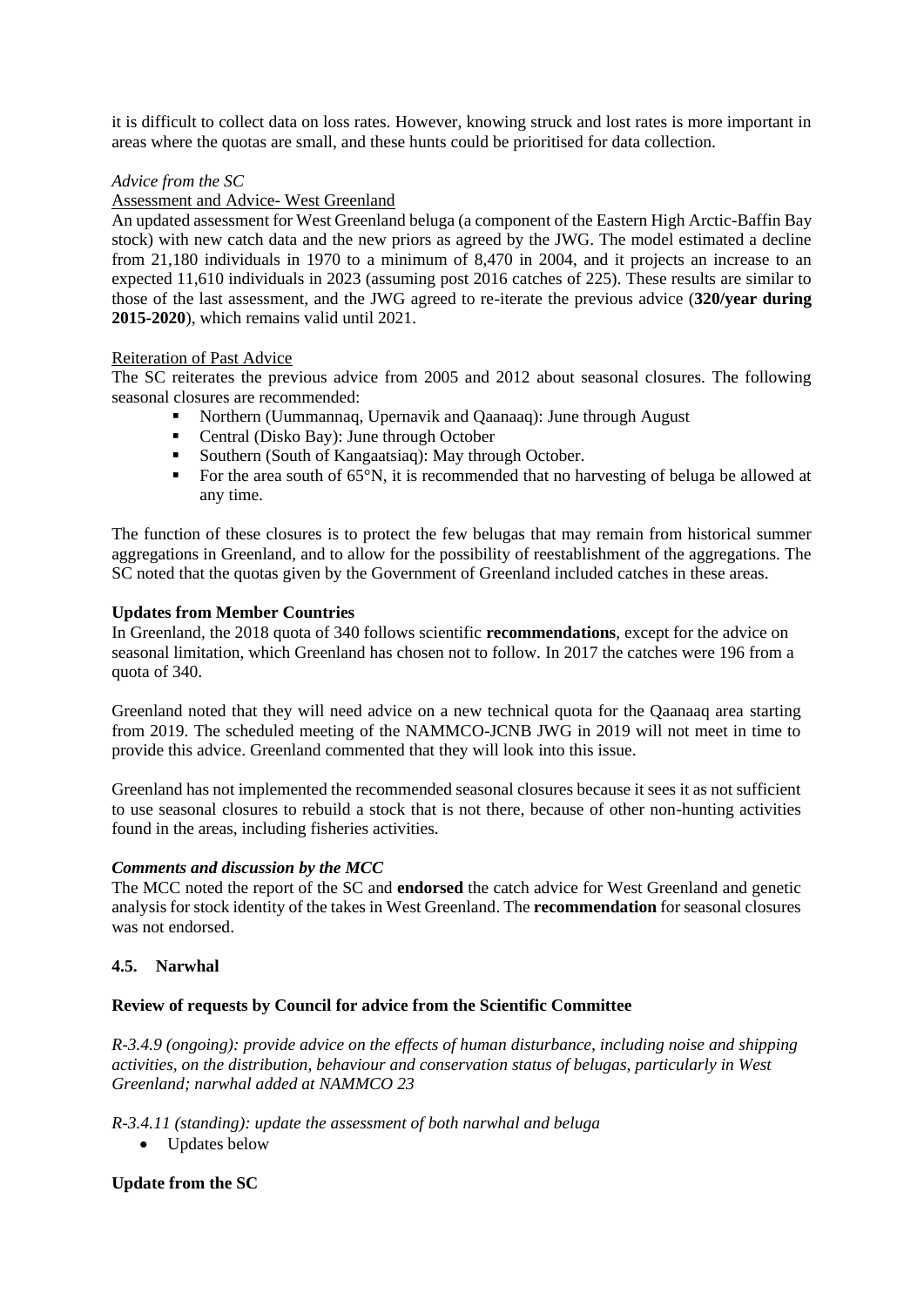it is difficult to collect data on loss rates. However, knowing struck and lost rates is more important in areas where the quotas are small, and these hunts could be prioritised for data collection.

*Advice from the SC*

Assessment and Advice- West Greenland

An updated assessment for West Greenland beluga (a component of the Eastern High Arctic-Baffin Bay stock) with new catch data and the new priors as agreed by the JWG. The model estimated a decline from 21,180 individuals in 1970 to a minimum of 8,470 in 2004, and it projects an increase to an expected 11,610 individuals in 2023 (assuming post 2016 catches of 225). These results are similar to those of the last assessment, and the JWG agreed to re-iterate the previous advice (**320/year during 2015-2020**), which remains valid until 2021.

Reiteration of Past Advice

The SC reiterates the previous advice from 2005 and 2012 about seasonal closures. The following seasonal closures are recommended:

- Northern (Uummannaq, Upernavik and Qaanaaq): June through August
- Central (Disko Bay): June through October
- Southern (South of Kangaatsiaq): May through October.
- For the area south of 65°N, it is recommended that no harvesting of beluga be allowed at any time.

The function of these closures is to protect the few belugas that may remain from historical summer aggregations in Greenland, and to allow for the possibility of reestablishment of the aggregations. The SC noted that the quotas given by the Government of Greenland included catches in these areas.

**Updates from Member Countries**

In Greenland, the 2018 quota of 340 follows scientific **recommendations**, except for the advice on seasonal limitation, which Greenland has chosen not to follow. In 2017 the catches were 196 from a quota of 340.

Greenland noted that they will need advice on a new technical quota for the Qaanaaq area starting from 2019. The scheduled meeting of the NAMMCO-JCNB JWG in 2019 will not meet in time to provide this advice. Greenland commented that they will look into this issue.

Greenland has not implemented the recommended seasonal closures because it sees it as not sufficient to use seasonal closures to rebuild a stock that is not there, because of other non-hunting activities found in the areas, including fisheries activities.

***Comments and discussion by the MCC***

The MCC noted the report of the SC and **endorsed** the catch advice for West Greenland and genetic analysis for stock identity of the takes in West Greenland. The **recommendation** for seasonal closures was not endorsed.

### 4.5. Narwhal

**Review of requests by Council for advice from the Scientific Committee**

*R-3.4.9 (ongoing): provide advice on the effects of human disturbance, including noise and shipping activities, on the distribution, behaviour and conservation status of belugas, particularly in West Greenland; narwhal added at NAMMCO 23*

*R-3.4.11 (standing): update the assessment of both narwhal and beluga*

- Updates below

**Update from the SC**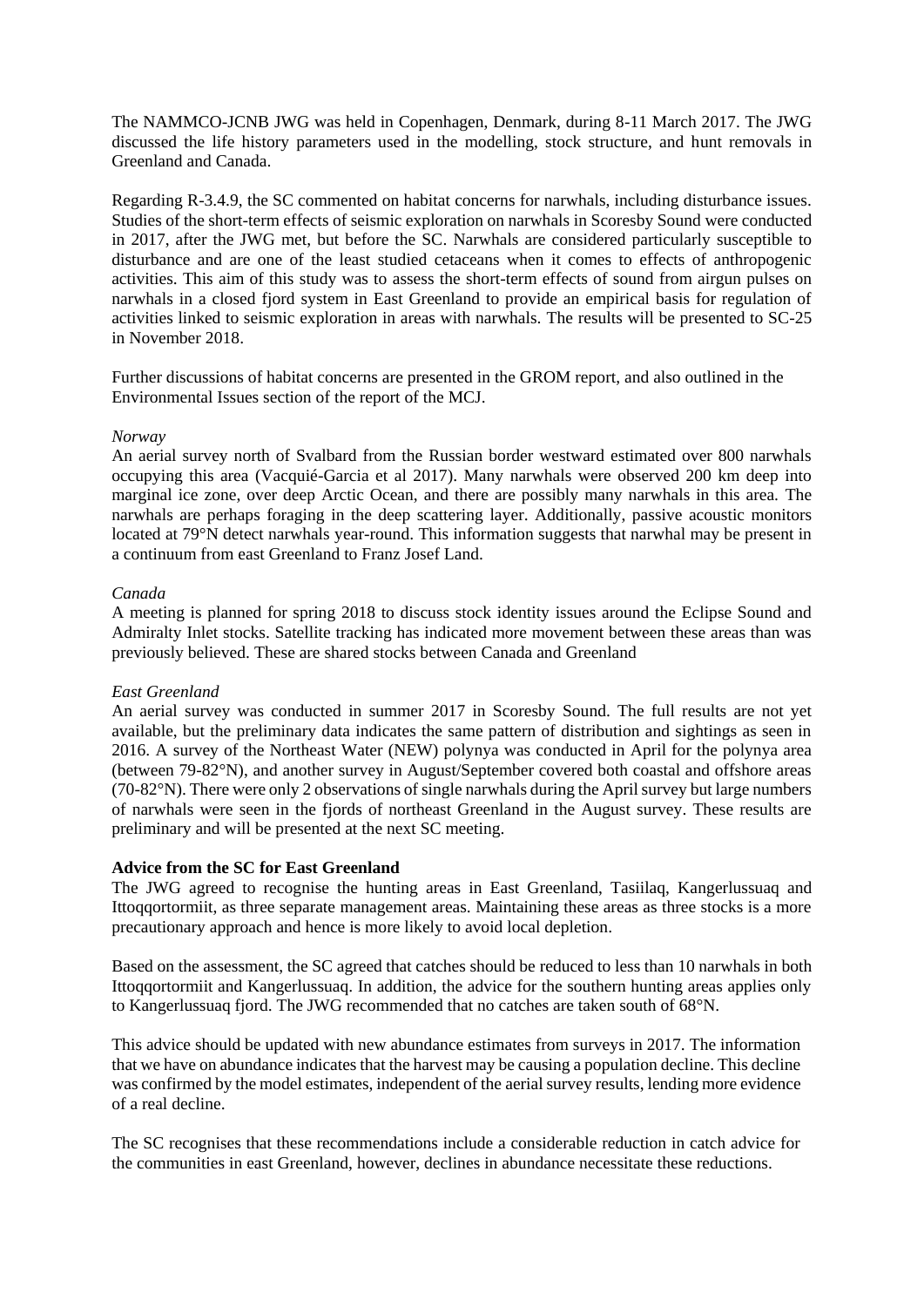The NAMMCO-JCNB JWG was held in Copenhagen, Denmark, during 8-11 March 2017. The JWG discussed the life history parameters used in the modelling, stock structure, and hunt removals in Greenland and Canada.

Regarding R-3.4.9, the SC commented on habitat concerns for narwhals, including disturbance issues. Studies of the short-term effects of seismic exploration on narwhals in Scoresby Sound were conducted in 2017, after the JWG met, but before the SC. Narwhals are considered particularly susceptible to disturbance and are one of the least studied cetaceans when it comes to effects of anthropogenic activities. This aim of this study was to assess the short-term effects of sound from airgun pulses on narwhals in a closed fjord system in East Greenland to provide an empirical basis for regulation of activities linked to seismic exploration in areas with narwhals. The results will be presented to SC-25 in November 2018.

Further discussions of habitat concerns are presented in the GROM report, and also outlined in the Environmental Issues section of the report of the MCJ.

*Norway*

An aerial survey north of Svalbard from the Russian border westward estimated over 800 narwhals occupying this area (Vacquié-Garcia et al 2017). Many narwhals were observed 200 km deep into marginal ice zone, over deep Arctic Ocean, and there are possibly many narwhals in this area. The narwhals are perhaps foraging in the deep scattering layer. Additionally, passive acoustic monitors located at 79°N detect narwhals year-round. This information suggests that narwhal may be present in a continuum from east Greenland to Franz Josef Land.

*Canada*

A meeting is planned for spring 2018 to discuss stock identity issues around the Eclipse Sound and Admiralty Inlet stocks. Satellite tracking has indicated more movement between these areas than was previously believed. These are shared stocks between Canada and Greenland

*East Greenland*

An aerial survey was conducted in summer 2017 in Scoresby Sound. The full results are not yet available, but the preliminary data indicates the same pattern of distribution and sightings as seen in 2016. A survey of the Northeast Water (NEW) polynya was conducted in April for the polynya area (between 79-82°N), and another survey in August/September covered both coastal and offshore areas (70-82°N). There were only 2 observations of single narwhals during the April survey but large numbers of narwhals were seen in the fjords of northeast Greenland in the August survey. These results are preliminary and will be presented at the next SC meeting.

**Advice from the SC for East Greenland**

The JWG agreed to recognise the hunting areas in East Greenland, Tasiilaq, Kangerlussuaq and Ittoqqortormiit, as three separate management areas. Maintaining these areas as three stocks is a more precautionary approach and hence is more likely to avoid local depletion.

Based on the assessment, the SC agreed that catches should be reduced to less than 10 narwhals in both Ittoqqortormiit and Kangerlussuaq. In addition, the advice for the southern hunting areas applies only to Kangerlussuaq fjord. The JWG recommended that no catches are taken south of 68°N.

This advice should be updated with new abundance estimates from surveys in 2017. The information that we have on abundance indicates that the harvest may be causing a population decline. This decline was confirmed by the model estimates, independent of the aerial survey results, lending more evidence of a real decline.

The SC recognises that these recommendations include a considerable reduction in catch advice for the communities in east Greenland, however, declines in abundance necessitate these reductions.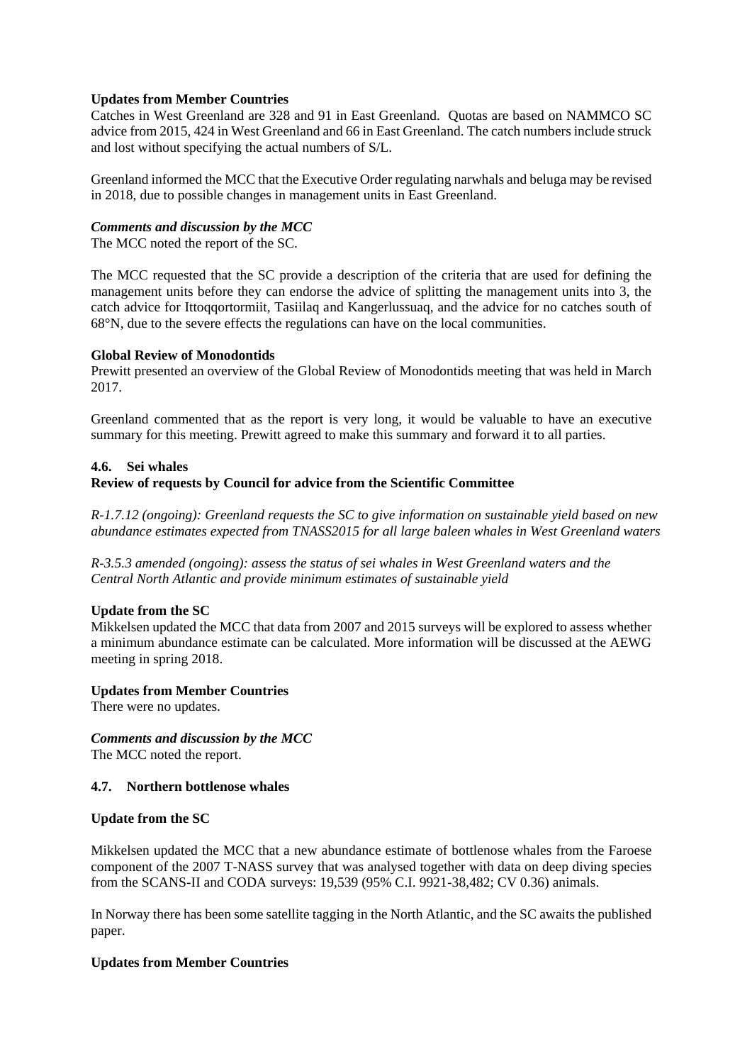**Updates from Member Countries**

Catches in West Greenland are 328 and 91 in East Greenland. Quotas are based on NAMMCO SC advice from 2015, 424 in West Greenland and 66 in East Greenland. The catch numbers include struck and lost without specifying the actual numbers of S/L.

Greenland informed the MCC that the Executive Order regulating narwhals and beluga may be revised in 2018, due to possible changes in management units in East Greenland.

***Comments and discussion by the MCC***

The MCC noted the report of the SC.

The MCC requested that the SC provide a description of the criteria that are used for defining the management units before they can endorse the advice of splitting the management units into 3, the catch advice for Ittoqqortormiit, Tasiilaq and Kangerlussuaq, and the advice for no catches south of 68°N, due to the severe effects the regulations can have on the local communities.

**Global Review of Monodontids**

Prewitt presented an overview of the Global Review of Monodontids meeting that was held in March 2017.

Greenland commented that as the report is very long, it would be valuable to have an executive summary for this meeting. Prewitt agreed to make this summary and forward it to all parties.

### 4.6. Sei whales

**Review of requests by Council for advice from the Scientific Committee**

*R-1.7.12 (ongoing): Greenland requests the SC to give information on sustainable yield based on new abundance estimates expected from TNASS2015 for all large baleen whales in West Greenland waters*

*R-3.5.3 amended (ongoing): assess the status of sei whales in West Greenland waters and the Central North Atlantic and provide minimum estimates of sustainable yield*

**Update from the SC**

Mikkelsen updated the MCC that data from 2007 and 2015 surveys will be explored to assess whether a minimum abundance estimate can be calculated. More information will be discussed at the AEWG meeting in spring 2018.

**Updates from Member Countries**

There were no updates.

***Comments and discussion by the MCC***

The MCC noted the report.

### 4.7. Northern bottlenose whales

**Update from the SC**

Mikkelsen updated the MCC that a new abundance estimate of bottlenose whales from the Faroese component of the 2007 T-NASS survey that was analysed together with data on deep diving species from the SCANS-II and CODA surveys: 19,539 (95% C.I. 9921-38,482; CV 0.36) animals.

In Norway there has been some satellite tagging in the North Atlantic, and the SC awaits the published paper.

**Updates from Member Countries**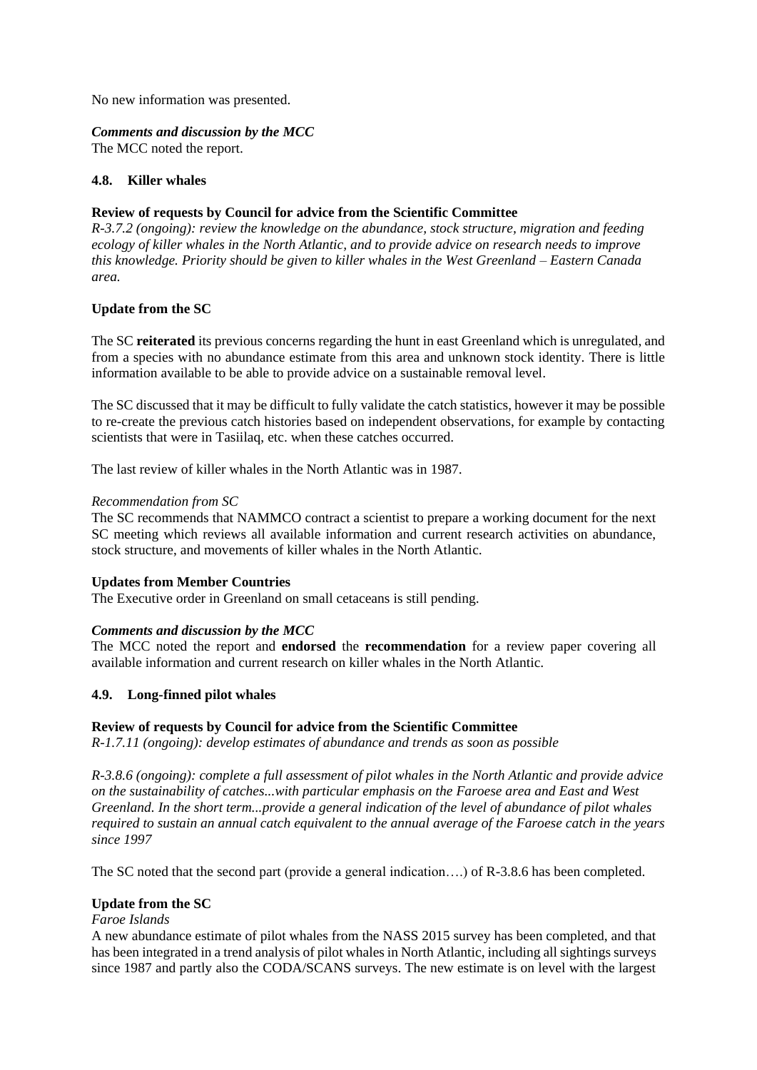No new information was presented.

***Comments and discussion by the MCC***
The MCC noted the report.

### 4.8. Killer whales

**Review of requests by Council for advice from the Scientific Committee**
*R-3.7.2 (ongoing): review the knowledge on the abundance, stock structure, migration and feeding ecology of killer whales in the North Atlantic, and to provide advice on research needs to improve this knowledge. Priority should be given to killer whales in the West Greenland – Eastern Canada area.*

**Update from the SC**

The SC **reiterated** its previous concerns regarding the hunt in east Greenland which is unregulated, and from a species with no abundance estimate from this area and unknown stock identity. There is little information available to be able to provide advice on a sustainable removal level.

The SC discussed that it may be difficult to fully validate the catch statistics, however it may be possible to re-create the previous catch histories based on independent observations, for example by contacting scientists that were in Tasiilaq, etc. when these catches occurred.

The last review of killer whales in the North Atlantic was in 1987.

*Recommendation from SC*
The SC recommends that NAMMCO contract a scientist to prepare a working document for the next SC meeting which reviews all available information and current research activities on abundance, stock structure, and movements of killer whales in the North Atlantic.

**Updates from Member Countries**
The Executive order in Greenland on small cetaceans is still pending.

***Comments and discussion by the MCC***
The MCC noted the report and **endorsed** the **recommendation** for a review paper covering all available information and current research on killer whales in the North Atlantic.

### 4.9. Long-finned pilot whales

**Review of requests by Council for advice from the Scientific Committee**
*R-1.7.11 (ongoing): develop estimates of abundance and trends as soon as possible*

*R-3.8.6 (ongoing): complete a full assessment of pilot whales in the North Atlantic and provide advice on the sustainability of catches...with particular emphasis on the Faroese area and East and West Greenland. In the short term...provide a general indication of the level of abundance of pilot whales required to sustain an annual catch equivalent to the annual average of the Faroese catch in the years since 1997*

The SC noted that the second part (provide a general indication….) of R-3.8.6 has been completed.

**Update from the SC**
*Faroe Islands*
A new abundance estimate of pilot whales from the NASS 2015 survey has been completed, and that has been integrated in a trend analysis of pilot whales in North Atlantic, including all sightings surveys since 1987 and partly also the CODA/SCANS surveys. The new estimate is on level with the largest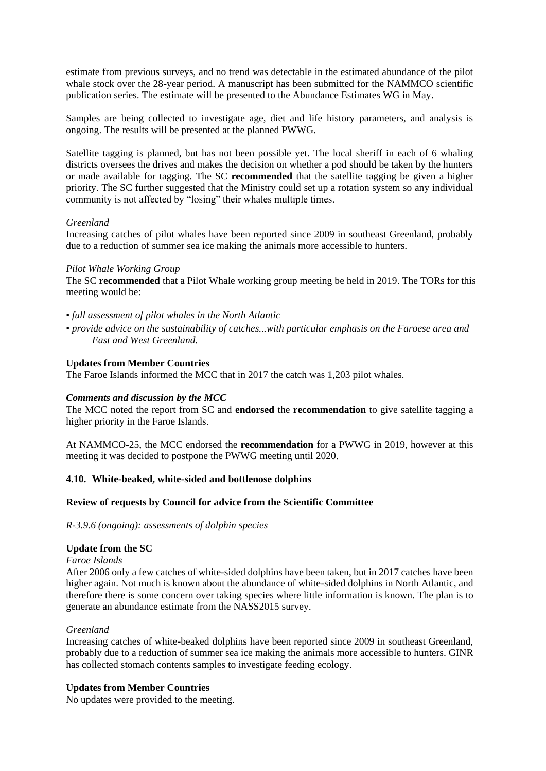estimate from previous surveys, and no trend was detectable in the estimated abundance of the pilot whale stock over the 28-year period. A manuscript has been submitted for the NAMMCO scientific publication series. The estimate will be presented to the Abundance Estimates WG in May.

Samples are being collected to investigate age, diet and life history parameters, and analysis is ongoing. The results will be presented at the planned PWWG.

Satellite tagging is planned, but has not been possible yet. The local sheriff in each of 6 whaling districts oversees the drives and makes the decision on whether a pod should be taken by the hunters or made available for tagging. The SC **recommended** that the satellite tagging be given a higher priority. The SC further suggested that the Ministry could set up a rotation system so any individual community is not affected by "losing" their whales multiple times.

*Greenland*

Increasing catches of pilot whales have been reported since 2009 in southeast Greenland, probably due to a reduction of summer sea ice making the animals more accessible to hunters.

*Pilot Whale Working Group*

The SC **recommended** that a Pilot Whale working group meeting be held in 2019. The TORs for this meeting would be:

- *full assessment of pilot whales in the North Atlantic*
- *provide advice on the sustainability of catches...with particular emphasis on the Faroese area and East and West Greenland.*

**Updates from Member Countries**

The Faroe Islands informed the MCC that in 2017 the catch was 1,203 pilot whales.

***Comments and discussion by the MCC***

The MCC noted the report from SC and **endorsed** the **recommendation** to give satellite tagging a higher priority in the Faroe Islands.

At NAMMCO-25, the MCC endorsed the **recommendation** for a PWWG in 2019, however at this meeting it was decided to postpone the PWWG meeting until 2020.

### 4.10. White-beaked, white-sided and bottlenose dolphins

**Review of requests by Council for advice from the Scientific Committee**

*R-3.9.6 (ongoing): assessments of dolphin species*

**Update from the SC**

*Faroe Islands*

After 2006 only a few catches of white-sided dolphins have been taken, but in 2017 catches have been higher again. Not much is known about the abundance of white-sided dolphins in North Atlantic, and therefore there is some concern over taking species where little information is known. The plan is to generate an abundance estimate from the NASS2015 survey.

*Greenland*

Increasing catches of white-beaked dolphins have been reported since 2009 in southeast Greenland, probably due to a reduction of summer sea ice making the animals more accessible to hunters. GINR has collected stomach contents samples to investigate feeding ecology.

**Updates from Member Countries**

No updates were provided to the meeting.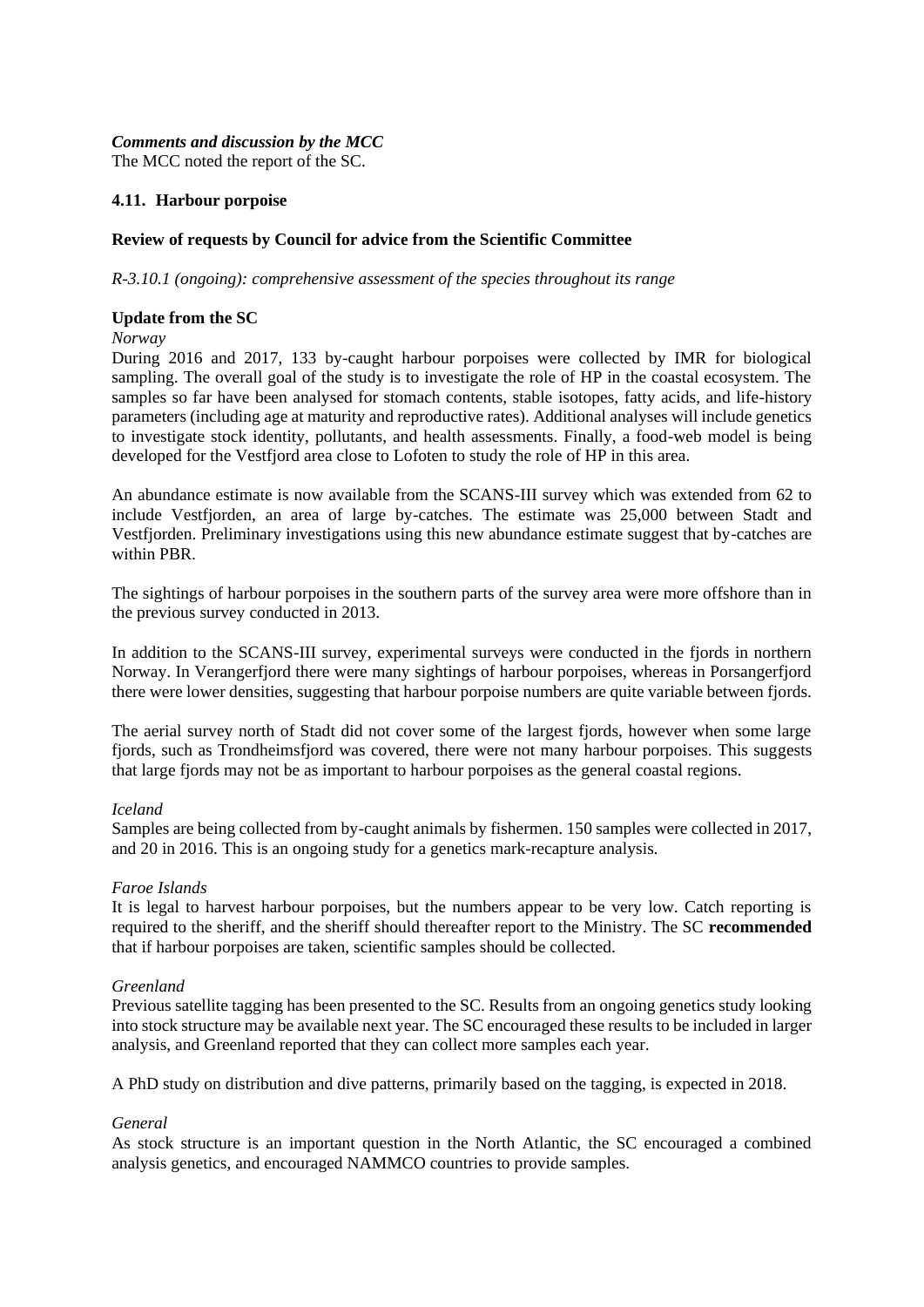***Comments and discussion by the MCC***
The MCC noted the report of the SC.

### 4.11. Harbour porpoise

**Review of requests by Council for advice from the Scientific Committee**

*R-3.10.1 (ongoing): comprehensive assessment of the species throughout its range*

**Update from the SC**

*Norway*

During 2016 and 2017, 133 by-caught harbour porpoises were collected by IMR for biological sampling. The overall goal of the study is to investigate the role of HP in the coastal ecosystem. The samples so far have been analysed for stomach contents, stable isotopes, fatty acids, and life-history parameters (including age at maturity and reproductive rates). Additional analyses will include genetics to investigate stock identity, pollutants, and health assessments. Finally, a food-web model is being developed for the Vestfjord area close to Lofoten to study the role of HP in this area.

An abundance estimate is now available from the SCANS-III survey which was extended from 62 to include Vestfjorden, an area of large by-catches. The estimate was 25,000 between Stadt and Vestfjorden. Preliminary investigations using this new abundance estimate suggest that by-catches are within PBR.

The sightings of harbour porpoises in the southern parts of the survey area were more offshore than in the previous survey conducted in 2013.

In addition to the SCANS-III survey, experimental surveys were conducted in the fjords in northern Norway. In Verangerfjord there were many sightings of harbour porpoises, whereas in Porsangerfjord there were lower densities, suggesting that harbour porpoise numbers are quite variable between fjords.

The aerial survey north of Stadt did not cover some of the largest fjords, however when some large fjords, such as Trondheimsfjord was covered, there were not many harbour porpoises. This suggests that large fjords may not be as important to harbour porpoises as the general coastal regions.

*Iceland*

Samples are being collected from by-caught animals by fishermen. 150 samples were collected in 2017, and 20 in 2016. This is an ongoing study for a genetics mark-recapture analysis.

*Faroe Islands*

It is legal to harvest harbour porpoises, but the numbers appear to be very low. Catch reporting is required to the sheriff, and the sheriff should thereafter report to the Ministry. The SC **recommended** that if harbour porpoises are taken, scientific samples should be collected.

*Greenland*

Previous satellite tagging has been presented to the SC. Results from an ongoing genetics study looking into stock structure may be available next year. The SC encouraged these results to be included in larger analysis, and Greenland reported that they can collect more samples each year.

A PhD study on distribution and dive patterns, primarily based on the tagging, is expected in 2018.

*General*

As stock structure is an important question in the North Atlantic, the SC encouraged a combined analysis genetics, and encouraged NAMMCO countries to provide samples.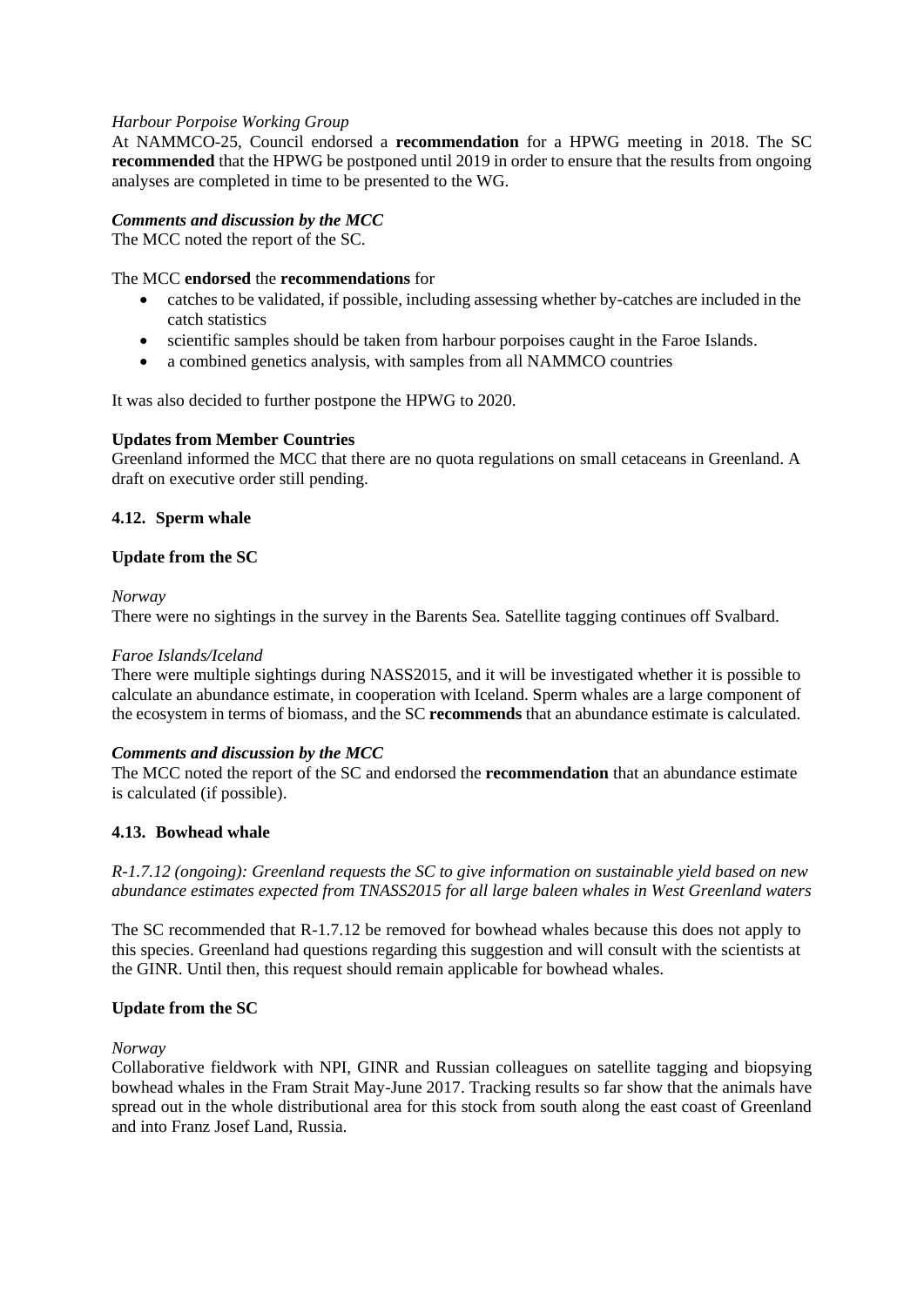*Harbour Porpoise Working Group*

At NAMMCO-25, Council endorsed a **recommendation** for a HPWG meeting in 2018. The SC **recommended** that the HPWG be postponed until 2019 in order to ensure that the results from ongoing analyses are completed in time to be presented to the WG.

***Comments and discussion by the MCC***

The MCC noted the report of the SC.

The MCC **endorsed** the **recommendations** for

- catches to be validated, if possible, including assessing whether by-catches are included in the catch statistics
- scientific samples should be taken from harbour porpoises caught in the Faroe Islands.
- a combined genetics analysis, with samples from all NAMMCO countries

It was also decided to further postpone the HPWG to 2020.

**Updates from Member Countries**

Greenland informed the MCC that there are no quota regulations on small cetaceans in Greenland. A draft on executive order still pending.

### 4.12. Sperm whale

**Update from the SC**

*Norway*

There were no sightings in the survey in the Barents Sea. Satellite tagging continues off Svalbard.

*Faroe Islands/Iceland*

There were multiple sightings during NASS2015, and it will be investigated whether it is possible to calculate an abundance estimate, in cooperation with Iceland. Sperm whales are a large component of the ecosystem in terms of biomass, and the SC **recommends** that an abundance estimate is calculated.

***Comments and discussion by the MCC***

The MCC noted the report of the SC and endorsed the **recommendation** that an abundance estimate is calculated (if possible).

### 4.13. Bowhead whale

*R-1.7.12 (ongoing): Greenland requests the SC to give information on sustainable yield based on new abundance estimates expected from TNASS2015 for all large baleen whales in West Greenland waters*

The SC recommended that R-1.7.12 be removed for bowhead whales because this does not apply to this species. Greenland had questions regarding this suggestion and will consult with the scientists at the GINR. Until then, this request should remain applicable for bowhead whales.

**Update from the SC**

*Norway*

Collaborative fieldwork with NPI, GINR and Russian colleagues on satellite tagging and biopsying bowhead whales in the Fram Strait May-June 2017. Tracking results so far show that the animals have spread out in the whole distributional area for this stock from south along the east coast of Greenland and into Franz Josef Land, Russia.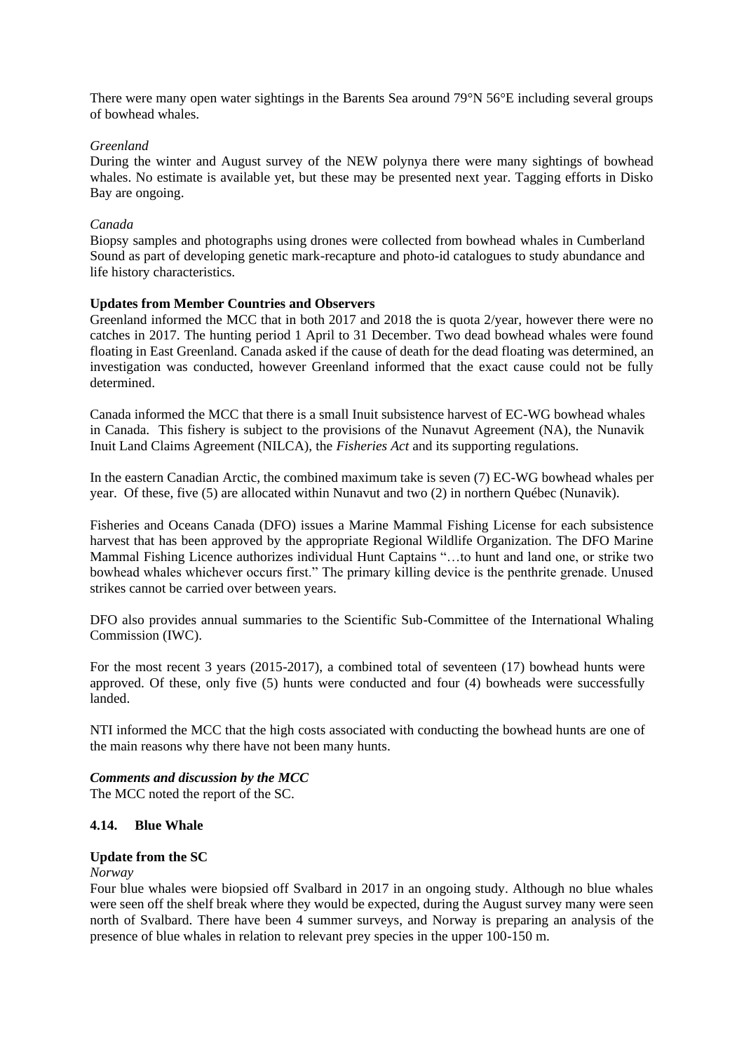There were many open water sightings in the Barents Sea around 79°N 56°E including several groups of bowhead whales.

*Greenland*

During the winter and August survey of the NEW polynya there were many sightings of bowhead whales. No estimate is available yet, but these may be presented next year. Tagging efforts in Disko Bay are ongoing.

*Canada*

Biopsy samples and photographs using drones were collected from bowhead whales in Cumberland Sound as part of developing genetic mark-recapture and photo-id catalogues to study abundance and life history characteristics.

**Updates from Member Countries and Observers**

Greenland informed the MCC that in both 2017 and 2018 the is quota 2/year, however there were no catches in 2017. The hunting period 1 April to 31 December. Two dead bowhead whales were found floating in East Greenland. Canada asked if the cause of death for the dead floating was determined, an investigation was conducted, however Greenland informed that the exact cause could not be fully determined.

Canada informed the MCC that there is a small Inuit subsistence harvest of EC-WG bowhead whales in Canada. This fishery is subject to the provisions of the Nunavut Agreement (NA), the Nunavik Inuit Land Claims Agreement (NILCA), the *Fisheries Act* and its supporting regulations.

In the eastern Canadian Arctic, the combined maximum take is seven (7) EC-WG bowhead whales per year. Of these, five (5) are allocated within Nunavut and two (2) in northern Québec (Nunavik).

Fisheries and Oceans Canada (DFO) issues a Marine Mammal Fishing License for each subsistence harvest that has been approved by the appropriate Regional Wildlife Organization. The DFO Marine Mammal Fishing Licence authorizes individual Hunt Captains "…to hunt and land one, or strike two bowhead whales whichever occurs first." The primary killing device is the penthrite grenade. Unused strikes cannot be carried over between years.

DFO also provides annual summaries to the Scientific Sub-Committee of the International Whaling Commission (IWC).

For the most recent 3 years (2015-2017), a combined total of seventeen (17) bowhead hunts were approved. Of these, only five (5) hunts were conducted and four (4) bowheads were successfully landed.

NTI informed the MCC that the high costs associated with conducting the bowhead hunts are one of the main reasons why there have not been many hunts.

***Comments and discussion by the MCC***

The MCC noted the report of the SC.

### 4.14. Blue Whale

**Update from the SC**

*Norway*

Four blue whales were biopsied off Svalbard in 2017 in an ongoing study. Although no blue whales were seen off the shelf break where they would be expected, during the August survey many were seen north of Svalbard. There have been 4 summer surveys, and Norway is preparing an analysis of the presence of blue whales in relation to relevant prey species in the upper 100-150 m.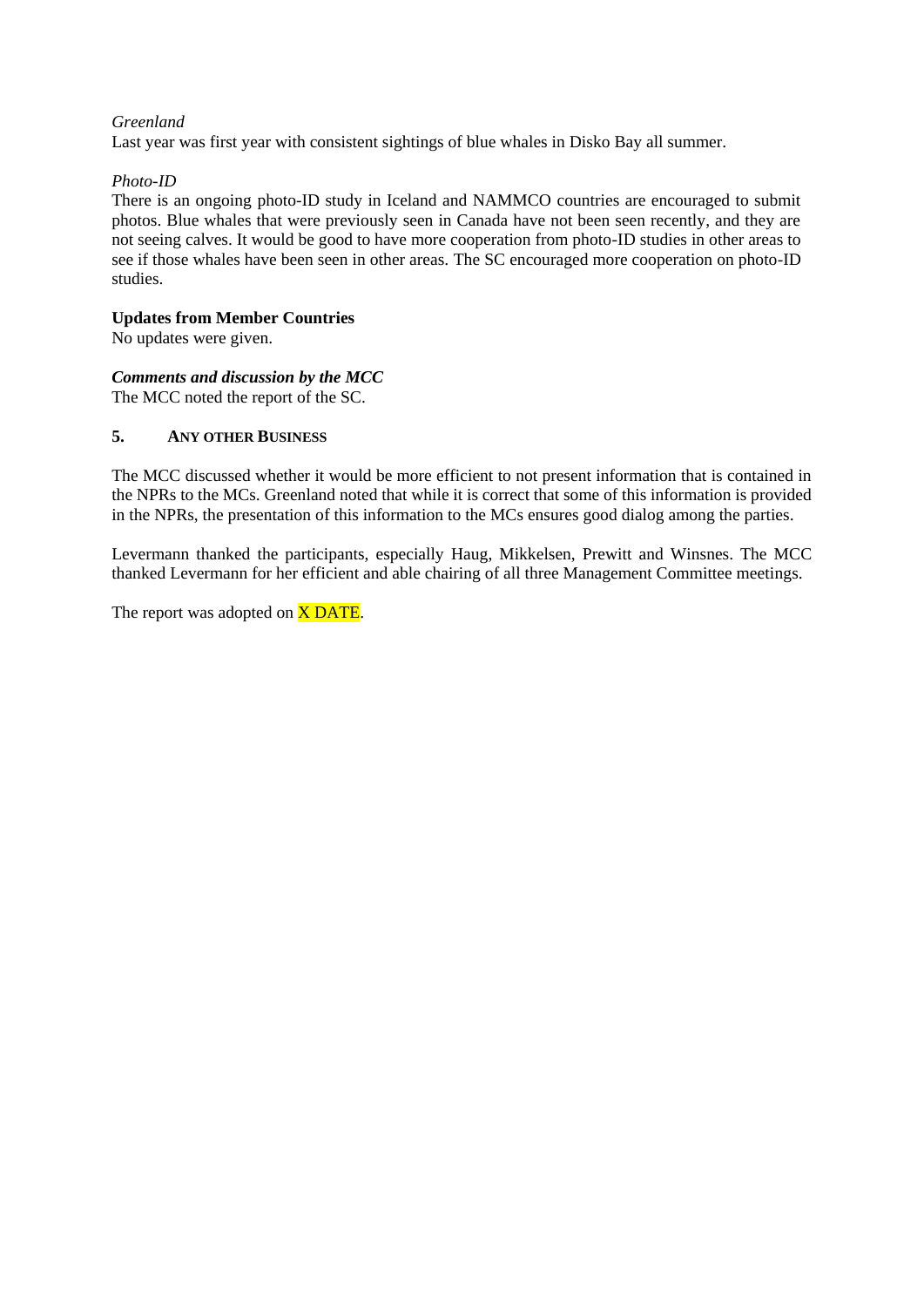*Greenland*
Last year was first year with consistent sightings of blue whales in Disko Bay all summer.

*Photo-ID*
There is an ongoing photo-ID study in Iceland and NAMMCO countries are encouraged to submit photos. Blue whales that were previously seen in Canada have not been seen recently, and they are not seeing calves. It would be good to have more cooperation from photo-ID studies in other areas to see if those whales have been seen in other areas. The SC encouraged more cooperation on photo-ID studies.

**Updates from Member Countries**
No updates were given.

***Comments and discussion by the MCC***
The MCC noted the report of the SC.

## 5. ANY OTHER BUSINESS

The MCC discussed whether it would be more efficient to not present information that is contained in the NPRs to the MCs. Greenland noted that while it is correct that some of this information is provided in the NPRs, the presentation of this information to the MCs ensures good dialog among the parties.

Levermann thanked the participants, especially Haug, Mikkelsen, Prewitt and Winsnes. The MCC thanked Levermann for her efficient and able chairing of all three Management Committee meetings.

The report was adopted on X DATE.